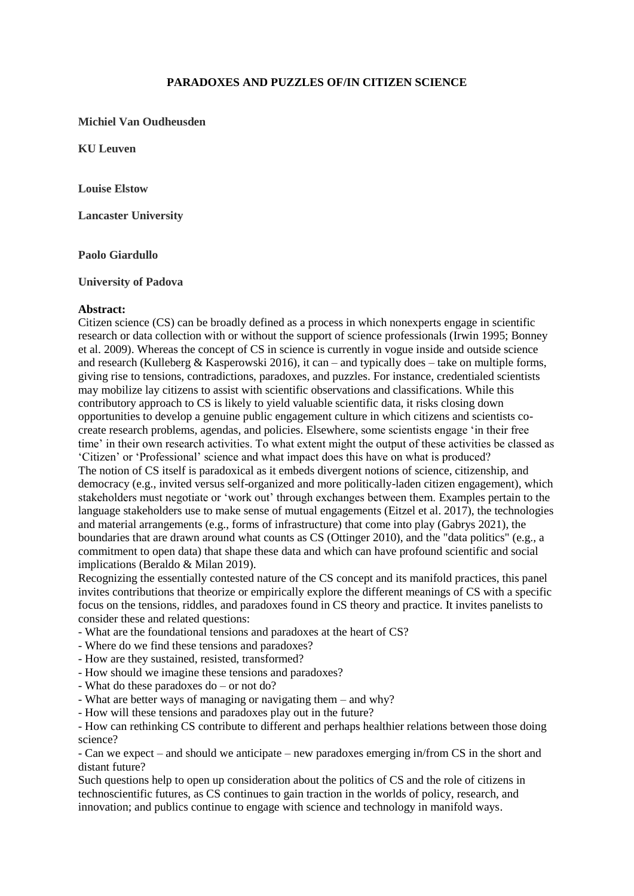# PARADOXES AND PUZZLES OF/IN CITIZEN SCIENCE

**Michiel Van Oudheusden**

**KU Leuven**

**Louise Elstow**

**Lancaster University**

**Paolo Giardullo**

**University of Padova**

**Abstract:**

Citizen science (CS) can be broadly defined as a process in which nonexperts engage in scientific research or data collection with or without the support of science professionals (Irwin 1995; Bonney et al. 2009). Whereas the concept of CS in science is currently in vogue inside and outside science and research (Kulleberg & Kasperowski 2016), it can – and typically does – take on multiple forms, giving rise to tensions, contradictions, paradoxes, and puzzles. For instance, credentialed scientists may mobilize lay citizens to assist with scientific observations and classifications. While this contributory approach to CS is likely to yield valuable scientific data, it risks closing down opportunities to develop a genuine public engagement culture in which citizens and scientists co-create research problems, agendas, and policies. Elsewhere, some scientists engage 'in their free time' in their own research activities. To what extent might the output of these activities be classed as 'Citizen' or 'Professional' science and what impact does this have on what is produced?

The notion of CS itself is paradoxical as it embeds divergent notions of science, citizenship, and democracy (e.g., invited versus self-organized and more politically-laden citizen engagement), which stakeholders must negotiate or 'work out' through exchanges between them. Examples pertain to the language stakeholders use to make sense of mutual engagements (Eitzel et al. 2017), the technologies and material arrangements (e.g., forms of infrastructure) that come into play (Gabrys 2021), the boundaries that are drawn around what counts as CS (Ottinger 2010), and the "data politics" (e.g., a commitment to open data) that shape these data and which can have profound scientific and social implications (Beraldo & Milan 2019).

Recognizing the essentially contested nature of the CS concept and its manifold practices, this panel invites contributions that theorize or empirically explore the different meanings of CS with a specific focus on the tensions, riddles, and paradoxes found in CS theory and practice. It invites panelists to consider these and related questions:

- What are the foundational tensions and paradoxes at the heart of CS?
- Where do we find these tensions and paradoxes?
- How are they sustained, resisted, transformed?
- How should we imagine these tensions and paradoxes?
- What do these paradoxes do – or not do?
- What are better ways of managing or navigating them – and why?
- How will these tensions and paradoxes play out in the future?
- How can rethinking CS contribute to different and perhaps healthier relations between those doing science?
- Can we expect – and should we anticipate – new paradoxes emerging in/from CS in the short and distant future?

Such questions help to open up consideration about the politics of CS and the role of citizens in technoscientific futures, as CS continues to gain traction in the worlds of policy, research, and innovation; and publics continue to engage with science and technology in manifold ways.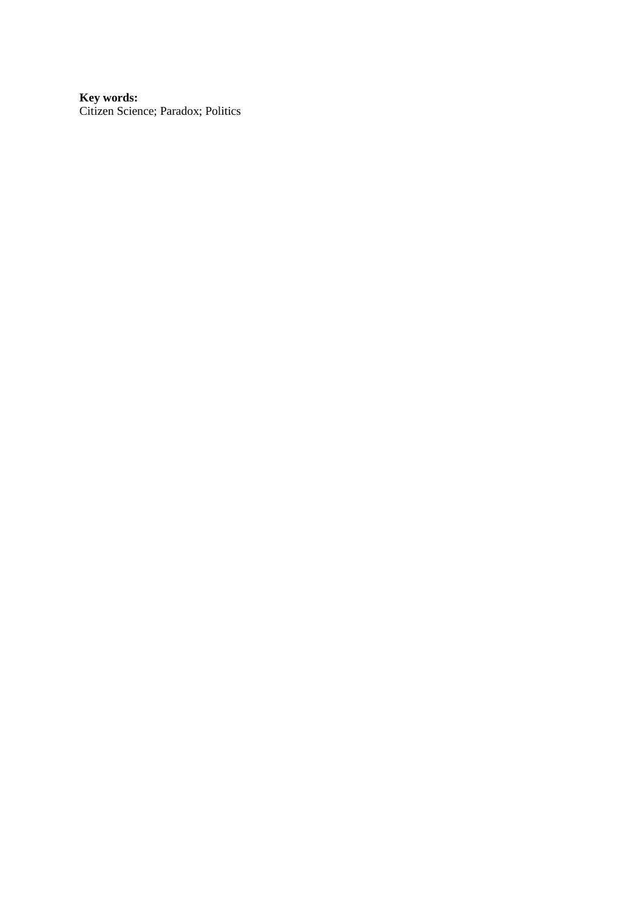**Key words:**
Citizen Science; Paradox; Politics